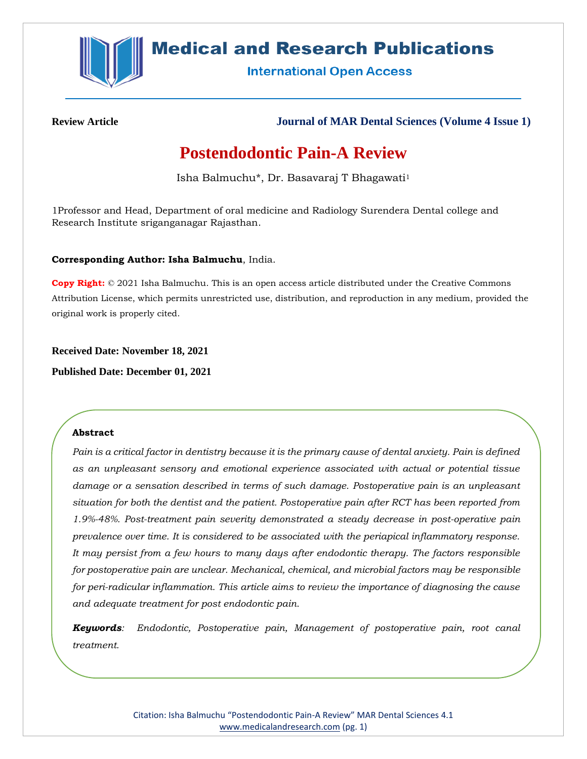**Review Article**

**Journal of MAR Dental Sciences (Volume 4 Issue 1)**

# Postendodontic Pain-A Review

Isha Balmuchu*, Dr. Basavaraj T Bhagawati[1]

1Professor and Head, Department of oral medicine and Radiology Surendera Dental college and Research Institute sriganganagar Rajasthan.

**Corresponding Author: Isha Balmuchu**, India.

**Copy Right:** © 2021 Isha Balmuchu. This is an open access article distributed under the Creative Commons Attribution License, which permits unrestricted use, distribution, and reproduction in any medium, provided the original work is properly cited.

**Received Date: November 18, 2021**

**Published Date: December 01, 2021**

**Abstract**

*Pain is a critical factor in dentistry because it is the primary cause of dental anxiety. Pain is defined as an unpleasant sensory and emotional experience associated with actual or potential tissue damage or a sensation described in terms of such damage. Postoperative pain is an unpleasant situation for both the dentist and the patient. Postoperative pain after RCT has been reported from 1.9%-48%. Post-treatment pain severity demonstrated a steady decrease in post-operative pain prevalence over time. It is considered to be associated with the periapical inflammatory response. It may persist from a few hours to many days after endodontic therapy. The factors responsible for postoperative pain are unclear. Mechanical, chemical, and microbial factors may be responsible for peri-radicular inflammation. This article aims to review the importance of diagnosing the cause and adequate treatment for post endodontic pain.*

***Keywords**: Endodontic, Postoperative pain, Management of postoperative pain, root canal treatment.*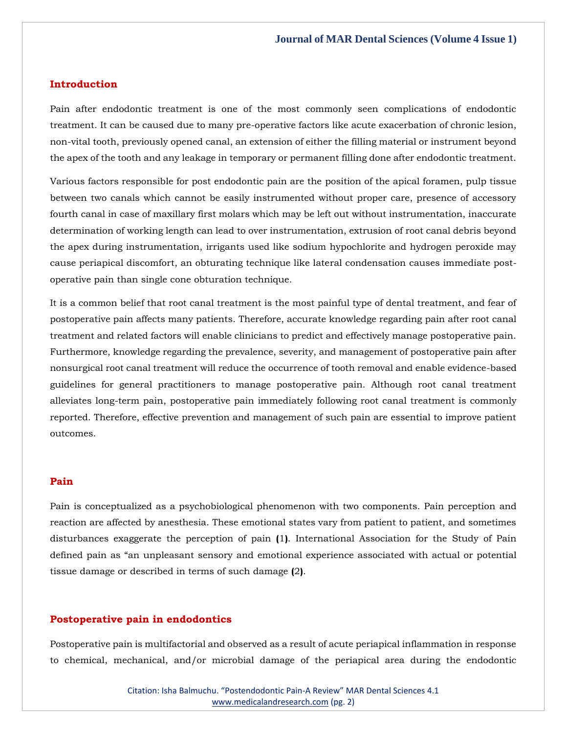## Introduction

Pain after endodontic treatment is one of the most commonly seen complications of endodontic treatment. It can be caused due to many pre-operative factors like acute exacerbation of chronic lesion, non-vital tooth, previously opened canal, an extension of either the filling material or instrument beyond the apex of the tooth and any leakage in temporary or permanent filling done after endodontic treatment.

Various factors responsible for post endodontic pain are the position of the apical foramen, pulp tissue between two canals which cannot be easily instrumented without proper care, presence of accessory fourth canal in case of maxillary first molars which may be left out without instrumentation, inaccurate determination of working length can lead to over instrumentation, extrusion of root canal debris beyond the apex during instrumentation, irrigants used like sodium hypochlorite and hydrogen peroxide may cause periapical discomfort, an obturating technique like lateral condensation causes immediate post-operative pain than single cone obturation technique.

It is a common belief that root canal treatment is the most painful type of dental treatment, and fear of postoperative pain affects many patients. Therefore, accurate knowledge regarding pain after root canal treatment and related factors will enable clinicians to predict and effectively manage postoperative pain. Furthermore, knowledge regarding the prevalence, severity, and management of postoperative pain after nonsurgical root canal treatment will reduce the occurrence of tooth removal and enable evidence-based guidelines for general practitioners to manage postoperative pain. Although root canal treatment alleviates long-term pain, postoperative pain immediately following root canal treatment is commonly reported. Therefore, effective prevention and management of such pain are essential to improve patient outcomes.

## Pain

Pain is conceptualized as a psychobiological phenomenon with two components. Pain perception and reaction are affected by anesthesia. These emotional states vary from patient to patient, and sometimes disturbances exaggerate the perception of pain (1). International Association for the Study of Pain defined pain as "an unpleasant sensory and emotional experience associated with actual or potential tissue damage or described in terms of such damage (2).

## Postoperative pain in endodontics

Postoperative pain is multifactorial and observed as a result of acute periapical inflammation in response to chemical, mechanical, and/or microbial damage of the periapical area during the endodontic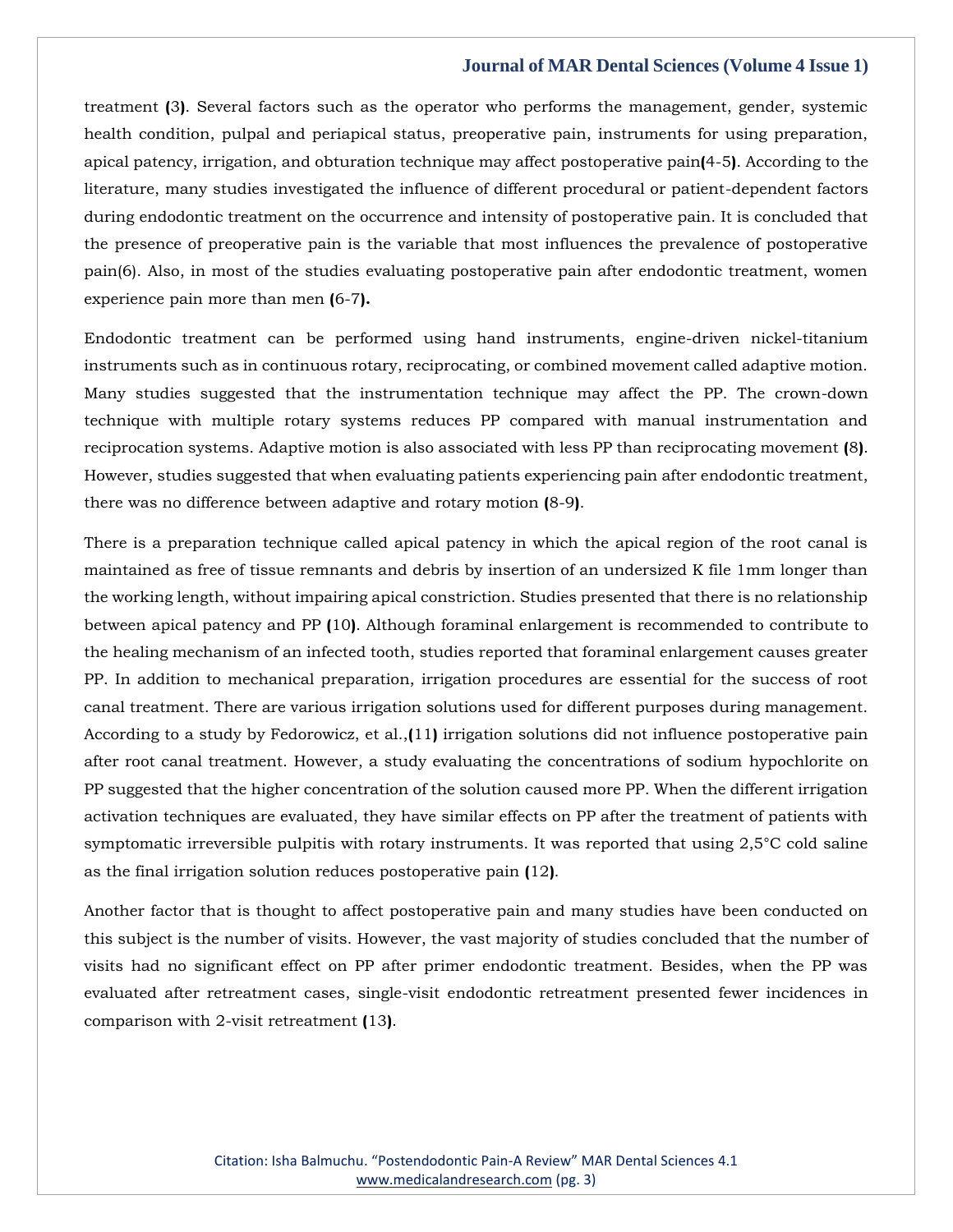treatment (3). Several factors such as the operator who performs the management, gender, systemic health condition, pulpal and periapical status, preoperative pain, instruments for using preparation, apical patency, irrigation, and obturation technique may affect postoperative pain(4-5). According to the literature, many studies investigated the influence of different procedural or patient-dependent factors during endodontic treatment on the occurrence and intensity of postoperative pain. It is concluded that the presence of preoperative pain is the variable that most influences the prevalence of postoperative pain(6). Also, in most of the studies evaluating postoperative pain after endodontic treatment, women experience pain more than men (6-7).

Endodontic treatment can be performed using hand instruments, engine-driven nickel-titanium instruments such as in continuous rotary, reciprocating, or combined movement called adaptive motion. Many studies suggested that the instrumentation technique may affect the PP. The crown-down technique with multiple rotary systems reduces PP compared with manual instrumentation and reciprocation systems. Adaptive motion is also associated with less PP than reciprocating movement (8). However, studies suggested that when evaluating patients experiencing pain after endodontic treatment, there was no difference between adaptive and rotary motion (8-9).

There is a preparation technique called apical patency in which the apical region of the root canal is maintained as free of tissue remnants and debris by insertion of an undersized K file 1mm longer than the working length, without impairing apical constriction. Studies presented that there is no relationship between apical patency and PP (10). Although foraminal enlargement is recommended to contribute to the healing mechanism of an infected tooth, studies reported that foraminal enlargement causes greater PP. In addition to mechanical preparation, irrigation procedures are essential for the success of root canal treatment. There are various irrigation solutions used for different purposes during management. According to a study by Fedorowicz, et al.,(11) irrigation solutions did not influence postoperative pain after root canal treatment. However, a study evaluating the concentrations of sodium hypochlorite on PP suggested that the higher concentration of the solution caused more PP. When the different irrigation activation techniques are evaluated, they have similar effects on PP after the treatment of patients with symptomatic irreversible pulpitis with rotary instruments. It was reported that using 2,5°C cold saline as the final irrigation solution reduces postoperative pain (12).

Another factor that is thought to affect postoperative pain and many studies have been conducted on this subject is the number of visits. However, the vast majority of studies concluded that the number of visits had no significant effect on PP after primer endodontic treatment. Besides, when the PP was evaluated after retreatment cases, single-visit endodontic retreatment presented fewer incidences in comparison with 2-visit retreatment (13).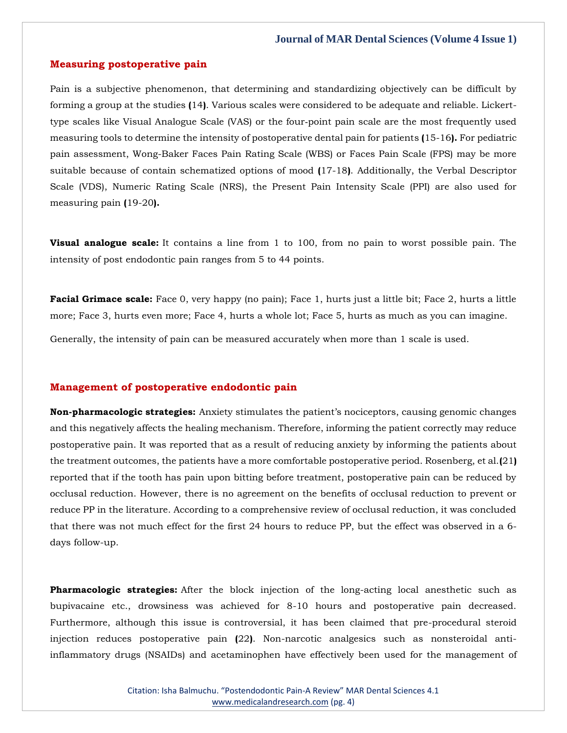## Measuring postoperative pain

Pain is a subjective phenomenon, that determining and standardizing objectively can be difficult by forming a group at the studies (14). Various scales were considered to be adequate and reliable. Lickert-type scales like Visual Analogue Scale (VAS) or the four-point pain scale are the most frequently used measuring tools to determine the intensity of postoperative dental pain for patients (15-16). For pediatric pain assessment, Wong-Baker Faces Pain Rating Scale (WBS) or Faces Pain Scale (FPS) may be more suitable because of contain schematized options of mood (17-18). Additionally, the Verbal Descriptor Scale (VDS), Numeric Rating Scale (NRS), the Present Pain Intensity Scale (PPI) are also used for measuring pain (19-20).

**Visual analogue scale:** It contains a line from 1 to 100, from no pain to worst possible pain. The intensity of post endodontic pain ranges from 5 to 44 points.

**Facial Grimace scale:** Face 0, very happy (no pain); Face 1, hurts just a little bit; Face 2, hurts a little more; Face 3, hurts even more; Face 4, hurts a whole lot; Face 5, hurts as much as you can imagine.

Generally, the intensity of pain can be measured accurately when more than 1 scale is used.

## Management of postoperative endodontic pain

**Non-pharmacologic strategies:** Anxiety stimulates the patient's nociceptors, causing genomic changes and this negatively affects the healing mechanism. Therefore, informing the patient correctly may reduce postoperative pain. It was reported that as a result of reducing anxiety by informing the patients about the treatment outcomes, the patients have a more comfortable postoperative period. Rosenberg, et al.(21) reported that if the tooth has pain upon bitting before treatment, postoperative pain can be reduced by occlusal reduction. However, there is no agreement on the benefits of occlusal reduction to prevent or reduce PP in the literature. According to a comprehensive review of occlusal reduction, it was concluded that there was not much effect for the first 24 hours to reduce PP, but the effect was observed in a 6-days follow-up.

**Pharmacologic strategies:** After the block injection of the long-acting local anesthetic such as bupivacaine etc., drowsiness was achieved for 8-10 hours and postoperative pain decreased. Furthermore, although this issue is controversial, it has been claimed that pre-procedural steroid injection reduces postoperative pain (22). Non-narcotic analgesics such as nonsteroidal anti-inflammatory drugs (NSAIDs) and acetaminophen have effectively been used for the management of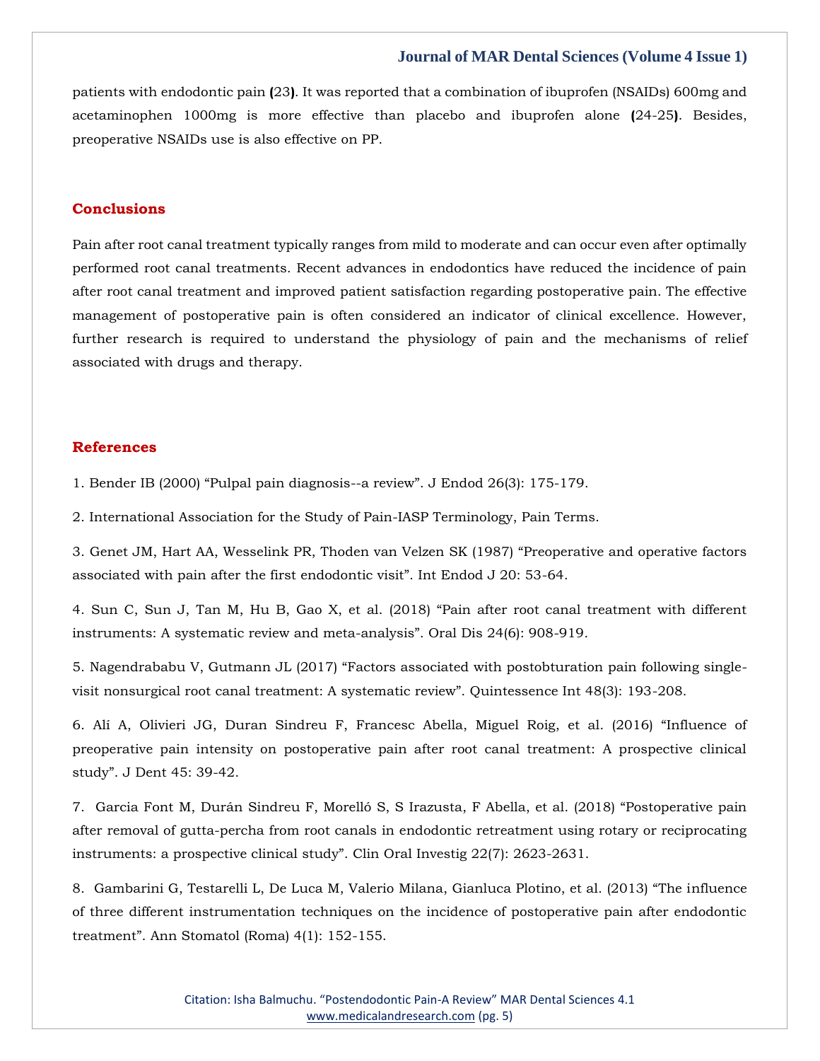patients with endodontic pain (23). It was reported that a combination of ibuprofen (NSAIDs) 600mg and acetaminophen 1000mg is more effective than placebo and ibuprofen alone (24-25). Besides, preoperative NSAIDs use is also effective on PP.

## Conclusions

Pain after root canal treatment typically ranges from mild to moderate and can occur even after optimally performed root canal treatments. Recent advances in endodontics have reduced the incidence of pain after root canal treatment and improved patient satisfaction regarding postoperative pain. The effective management of postoperative pain is often considered an indicator of clinical excellence. However, further research is required to understand the physiology of pain and the mechanisms of relief associated with drugs and therapy.

## References

1. Bender IB (2000) "Pulpal pain diagnosis--a review". J Endod 26(3): 175-179.

2. International Association for the Study of Pain-IASP Terminology, Pain Terms.

3. Genet JM, Hart AA, Wesselink PR, Thoden van Velzen SK (1987) "Preoperative and operative factors associated with pain after the first endodontic visit". Int Endod J 20: 53-64.

4. Sun C, Sun J, Tan M, Hu B, Gao X, et al. (2018) "Pain after root canal treatment with different instruments: A systematic review and meta-analysis". Oral Dis 24(6): 908-919.

5. Nagendrababu V, Gutmann JL (2017) "Factors associated with postobturation pain following single-visit nonsurgical root canal treatment: A systematic review". Quintessence Int 48(3): 193-208.

6. Alí A, Olivieri JG, Duran Sindreu F, Francesc Abella, Miguel Roig, et al. (2016) "Influence of preoperative pain intensity on postoperative pain after root canal treatment: A prospective clinical study". J Dent 45: 39-42.

7. Garcia Font M, Durán Sindreu F, Morelló S, S Irazusta, F Abella, et al. (2018) "Postoperative pain after removal of gutta-percha from root canals in endodontic retreatment using rotary or reciprocating instruments: a prospective clinical study". Clin Oral Investig 22(7): 2623-2631.

8. Gambarini G, Testarelli L, De Luca M, Valerio Milana, Gianluca Plotino, et al. (2013) "The influence of three different instrumentation techniques on the incidence of postoperative pain after endodontic treatment". Ann Stomatol (Roma) 4(1): 152-155.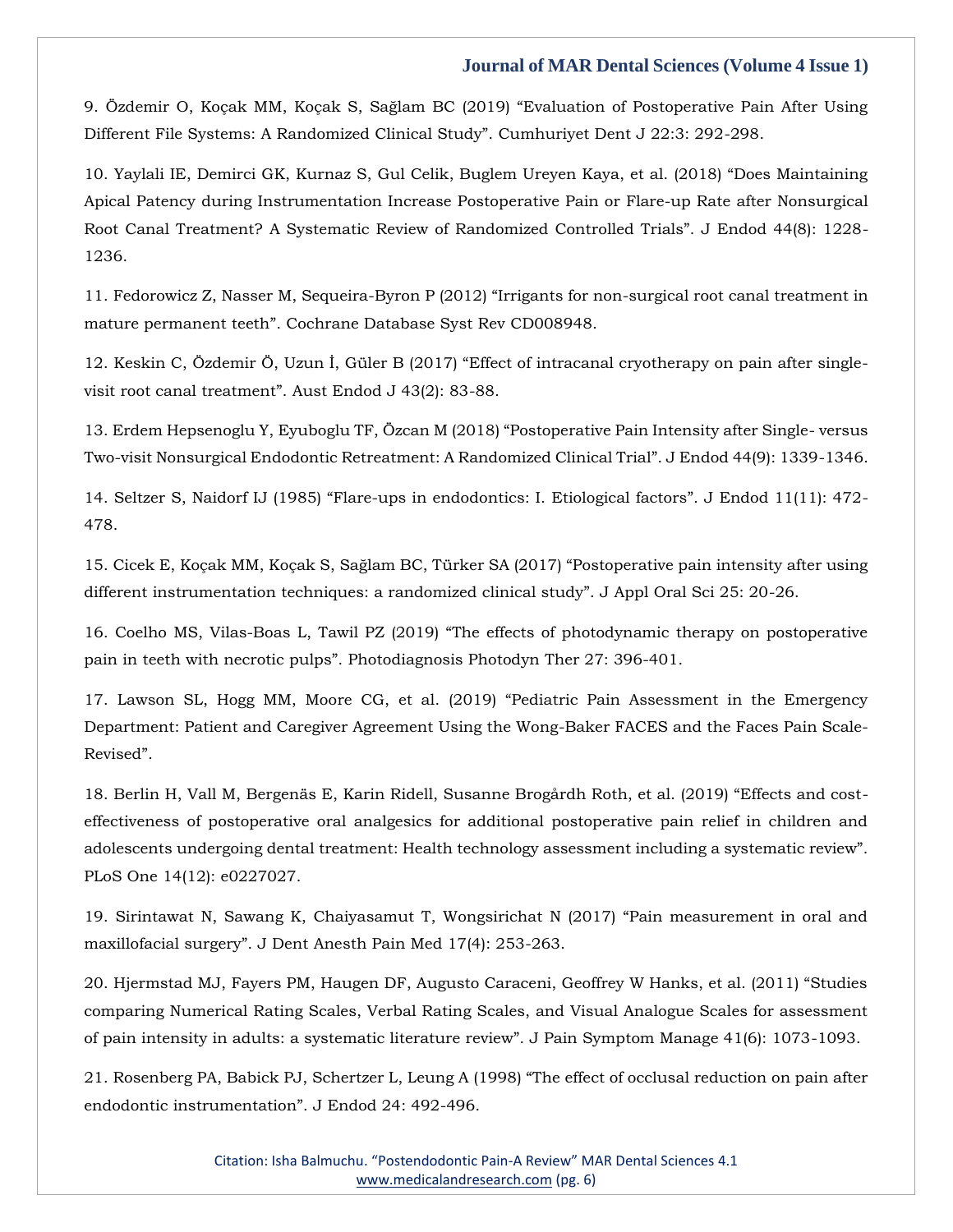9. Özdemir O, Koçak MM, Koçak S, Sağlam BC (2019) “Evaluation of Postoperative Pain After Using Different File Systems: A Randomized Clinical Study”. Cumhuriyet Dent J 22:3: 292-298.

10. Yaylali IE, Demirci GK, Kurnaz S, Gul Celik, Buglem Ureyen Kaya, et al. (2018) “Does Maintaining Apical Patency during Instrumentation Increase Postoperative Pain or Flare-up Rate after Nonsurgical Root Canal Treatment? A Systematic Review of Randomized Controlled Trials”. J Endod 44(8): 1228-1236.

11. Fedorowicz Z, Nasser M, Sequeira-Byron P (2012) “Irrigants for non-surgical root canal treatment in mature permanent teeth”. Cochrane Database Syst Rev CD008948.

12. Keskin C, Özdemir Ö, Uzun İ, Güler B (2017) “Effect of intracanal cryotherapy on pain after single-visit root canal treatment”. Aust Endod J 43(2): 83-88.

13. Erdem Hepsenoglu Y, Eyuboglu TF, Özcan M (2018) “Postoperative Pain Intensity after Single- versus Two-visit Nonsurgical Endodontic Retreatment: A Randomized Clinical Trial”. J Endod 44(9): 1339-1346.

14. Seltzer S, Naidorf IJ (1985) “Flare-ups in endodontics: I. Etiological factors”. J Endod 11(11): 472-478.

15. Cicek E, Koçak MM, Koçak S, Sağlam BC, Türker SA (2017) “Postoperative pain intensity after using different instrumentation techniques: a randomized clinical study”. J Appl Oral Sci 25: 20-26.

16. Coelho MS, Vilas-Boas L, Tawil PZ (2019) “The effects of photodynamic therapy on postoperative pain in teeth with necrotic pulps”. Photodiagnosis Photodyn Ther 27: 396-401.

17. Lawson SL, Hogg MM, Moore CG, et al. (2019) “Pediatric Pain Assessment in the Emergency Department: Patient and Caregiver Agreement Using the Wong-Baker FACES and the Faces Pain Scale-Revised”.

18. Berlin H, Vall M, Bergenäs E, Karin Ridell, Susanne Brogårdh Roth, et al. (2019) “Effects and cost-effectiveness of postoperative oral analgesics for additional postoperative pain relief in children and adolescents undergoing dental treatment: Health technology assessment including a systematic review”. PLoS One 14(12): e0227027.

19. Sirintawat N, Sawang K, Chaiyasamut T, Wongsirichat N (2017) “Pain measurement in oral and maxillofacial surgery”. J Dent Anesth Pain Med 17(4): 253-263.

20. Hjermstad MJ, Fayers PM, Haugen DF, Augusto Caraceni, Geoffrey W Hanks, et al. (2011) “Studies comparing Numerical Rating Scales, Verbal Rating Scales, and Visual Analogue Scales for assessment of pain intensity in adults: a systematic literature review”. J Pain Symptom Manage 41(6): 1073-1093.

21. Rosenberg PA, Babick PJ, Schertzer L, Leung A (1998) “The effect of occlusal reduction on pain after endodontic instrumentation”. J Endod 24: 492-496.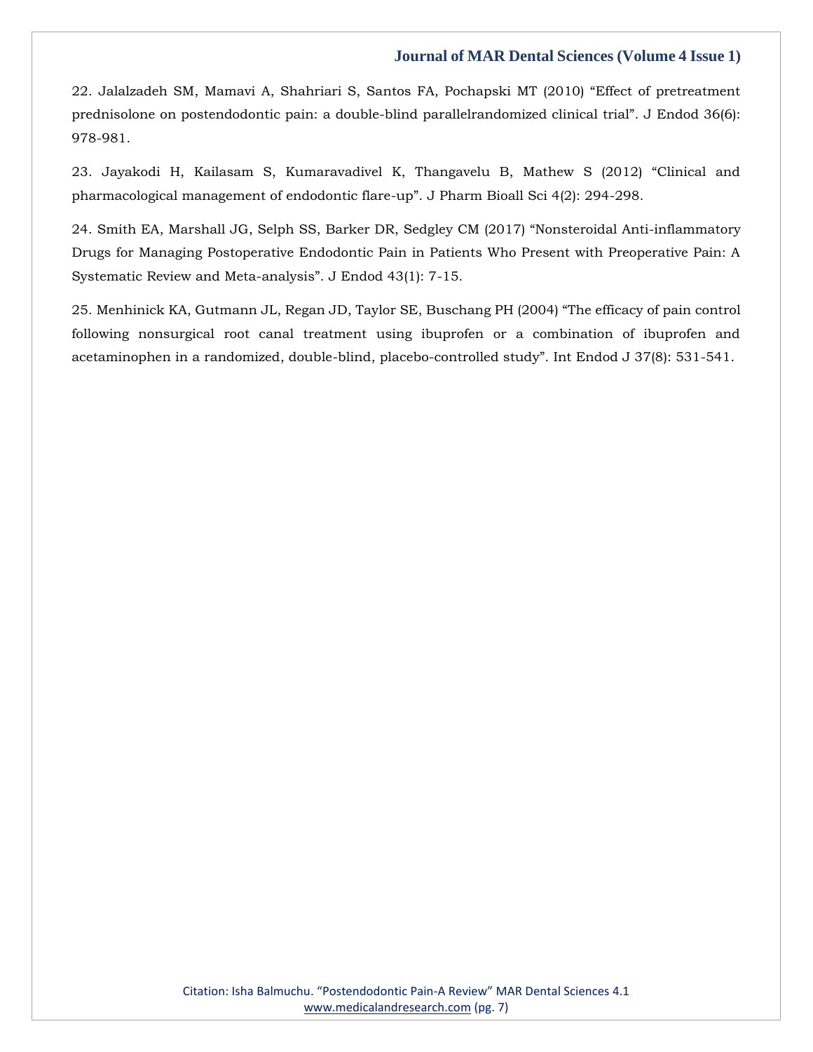22. Jalalzadeh SM, Mamavi A, Shahriari S, Santos FA, Pochapski MT (2010) "Effect of pretreatment prednisolone on postendodontic pain: a double-blind parallelrandomized clinical trial". J Endod 36(6): 978-981.

23. Jayakodi H, Kailasam S, Kumaravadivel K, Thangavelu B, Mathew S (2012) "Clinical and pharmacological management of endodontic flare-up". J Pharm Bioall Sci 4(2): 294-298.

24. Smith EA, Marshall JG, Selph SS, Barker DR, Sedgley CM (2017) "Nonsteroidal Anti-inflammatory Drugs for Managing Postoperative Endodontic Pain in Patients Who Present with Preoperative Pain: A Systematic Review and Meta-analysis". J Endod 43(1): 7-15.

25. Menhinick KA, Gutmann JL, Regan JD, Taylor SE, Buschang PH (2004) "The efficacy of pain control following nonsurgical root canal treatment using ibuprofen or a combination of ibuprofen and acetaminophen in a randomized, double-blind, placebo-controlled study". Int Endod J 37(8): 531-541.